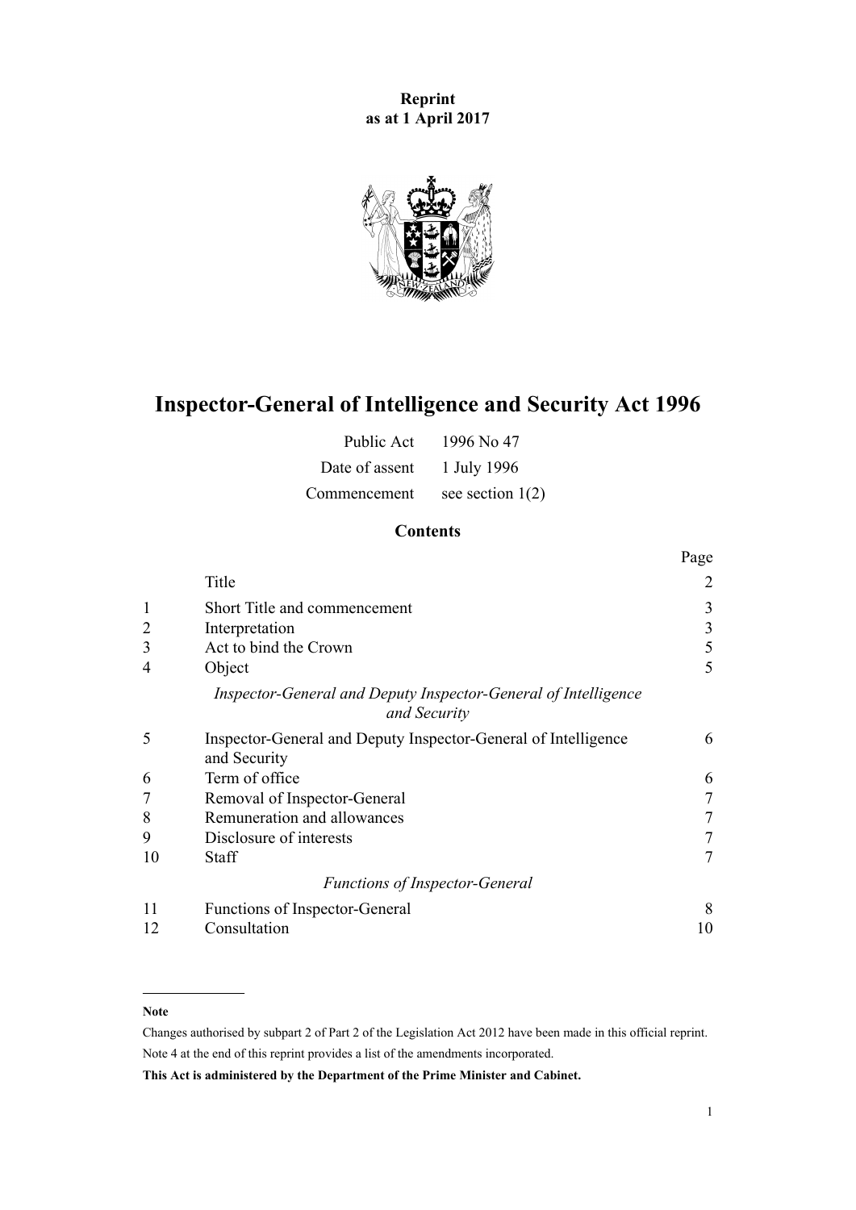**Reprint**
**as at 1 April 2017**

# Inspector-General of Intelligence and Security Act 1996

| | |
|---|---|
| Public Act | 1996 No 47 |
| Date of assent | 1 July 1996 |
| Commencement | see section 1(2) |

## Contents

| | | Page |
|---|---|---|
| | Title | 2 |
| 1 | Short Title and commencement | 3 |
| 2 | Interpretation | 3 |
| 3 | Act to bind the Crown | 5 |
| 4 | Object | 5 |
| | *Inspector-General and Deputy Inspector-General of Intelligence and Security* | |
| 5 | Inspector-General and Deputy Inspector-General of Intelligence and Security | 6 |
| 6 | Term of office | 6 |
| 7 | Removal of Inspector-General | 7 |
| 8 | Remuneration and allowances | 7 |
| 9 | Disclosure of interests | 7 |
| 10 | Staff | 7 |
| | *Functions of Inspector-General* | |
| 11 | Functions of Inspector-General | 8 |
| 12 | Consultation | 10 |

**Note**

Changes authorised by subpart 2 of Part 2 of the Legislation Act 2012 have been made in this official reprint.

Note 4 at the end of this reprint provides a list of the amendments incorporated.

**This Act is administered by the Department of the Prime Minister and Cabinet.**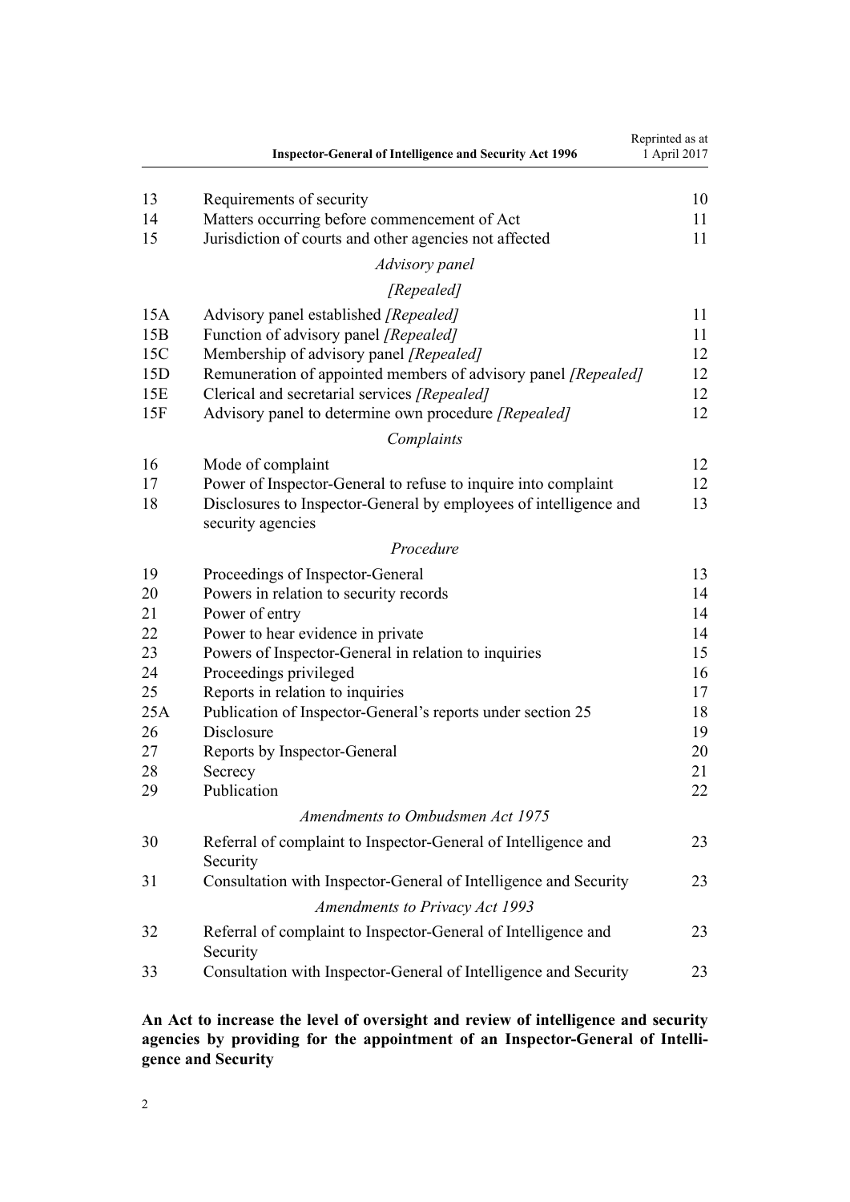| | | |
|---|---|---|
| 13 | Requirements of security | 10 |
| 14 | Matters occurring before commencement of Act | 11 |
| 15 | Jurisdiction of courts and other agencies not affected | 11 |
| | *Advisory panel* | |
| | *[Repealed]* | |
| 15A | Advisory panel established *[Repealed]* | 11 |
| 15B | Function of advisory panel *[Repealed]* | 11 |
| 15C | Membership of advisory panel *[Repealed]* | 12 |
| 15D | Remuneration of appointed members of advisory panel *[Repealed]* | 12 |
| 15E | Clerical and secretarial services *[Repealed]* | 12 |
| 15F | Advisory panel to determine own procedure *[Repealed]* | 12 |
| | *Complaints* | |
| 16 | Mode of complaint | 12 |
| 17 | Power of Inspector-General to refuse to inquire into complaint | 12 |
| 18 | Disclosures to Inspector-General by employees of intelligence and security agencies | 13 |
| | *Procedure* | |
| 19 | Proceedings of Inspector-General | 13 |
| 20 | Powers in relation to security records | 14 |
| 21 | Power of entry | 14 |
| 22 | Power to hear evidence in private | 14 |
| 23 | Powers of Inspector-General in relation to inquiries | 15 |
| 24 | Proceedings privileged | 16 |
| 25 | Reports in relation to inquiries | 17 |
| 25A | Publication of Inspector-General's reports under section 25 | 18 |
| 26 | Disclosure | 19 |
| 27 | Reports by Inspector-General | 20 |
| 28 | Secrecy | 21 |
| 29 | Publication | 22 |
| | *Amendments to Ombudsmen Act 1975* | |
| 30 | Referral of complaint to Inspector-General of Intelligence and Security | 23 |
| 31 | Consultation with Inspector-General of Intelligence and Security | 23 |
| | *Amendments to Privacy Act 1993* | |
| 32 | Referral of complaint to Inspector-General of Intelligence and Security | 23 |
| 33 | Consultation with Inspector-General of Intelligence and Security | 23 |

**An Act to increase the level of oversight and review of intelligence and security agencies by providing for the appointment of an Inspector-General of Intelligence and Security**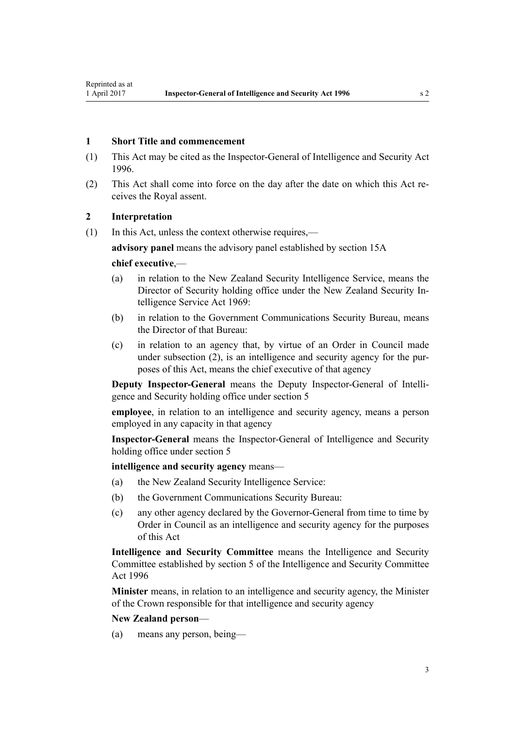### 1 Short Title and commencement

(1) This Act may be cited as the Inspector-General of Intelligence and Security Act 1996.

(2) This Act shall come into force on the day after the date on which this Act receives the Royal assent.

### 2 Interpretation

(1) In this Act, unless the context otherwise requires,—

**advisory panel** means the advisory panel established by section 15A

**chief executive**,—

(a) in relation to the New Zealand Security Intelligence Service, means the Director of Security holding office under the New Zealand Security Intelligence Service Act 1969:

(b) in relation to the Government Communications Security Bureau, means the Director of that Bureau:

(c) in relation to an agency that, by virtue of an Order in Council made under subsection (2), is an intelligence and security agency for the purposes of this Act, means the chief executive of that agency

**Deputy Inspector-General** means the Deputy Inspector-General of Intelligence and Security holding office under section 5

**employee**, in relation to an intelligence and security agency, means a person employed in any capacity in that agency

**Inspector-General** means the Inspector-General of Intelligence and Security holding office under section 5

**intelligence and security agency** means—

(a) the New Zealand Security Intelligence Service:

(b) the Government Communications Security Bureau:

(c) any other agency declared by the Governor-General from time to time by Order in Council as an intelligence and security agency for the purposes of this Act

**Intelligence and Security Committee** means the Intelligence and Security Committee established by section 5 of the Intelligence and Security Committee Act 1996

**Minister** means, in relation to an intelligence and security agency, the Minister of the Crown responsible for that intelligence and security agency

**New Zealand person**—

(a) means any person, being—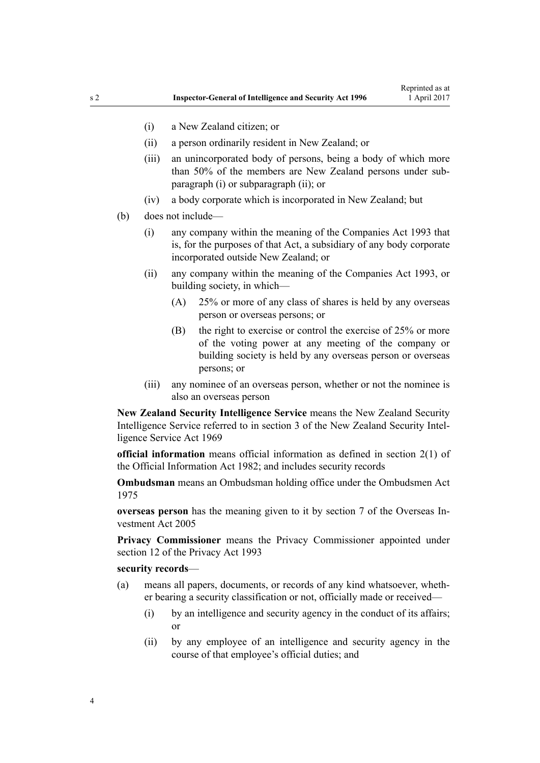- (i) a New Zealand citizen; or
- (ii) a person ordinarily resident in New Zealand; or
- (iii) an unincorporated body of persons, being a body of which more than 50% of the members are New Zealand persons under subparagraph (i) or subparagraph (ii); or
- (iv) a body corporate which is incorporated in New Zealand; but

(b) does not include—

- (i) any company within the meaning of the Companies Act 1993 that is, for the purposes of that Act, a subsidiary of any body corporate incorporated outside New Zealand; or
- (ii) any company within the meaning of the Companies Act 1993, or building society, in which—
  - (A) 25% or more of any class of shares is held by any overseas person or overseas persons; or
  - (B) the right to exercise or control the exercise of 25% or more of the voting power at any meeting of the company or building society is held by any overseas person or overseas persons; or
- (iii) any nominee of an overseas person, whether or not the nominee is also an overseas person

**New Zealand Security Intelligence Service** means the New Zealand Security Intelligence Service referred to in section 3 of the New Zealand Security Intelligence Service Act 1969

**official information** means official information as defined in section 2(1) of the Official Information Act 1982; and includes security records

**Ombudsman** means an Ombudsman holding office under the Ombudsmen Act 1975

**overseas person** has the meaning given to it by section 7 of the Overseas Investment Act 2005

**Privacy Commissioner** means the Privacy Commissioner appointed under section 12 of the Privacy Act 1993

**security records**—

(a) means all papers, documents, or records of any kind whatsoever, whether bearing a security classification or not, officially made or received—

- (i) by an intelligence and security agency in the conduct of its affairs; or
- (ii) by any employee of an intelligence and security agency in the course of that employee's official duties; and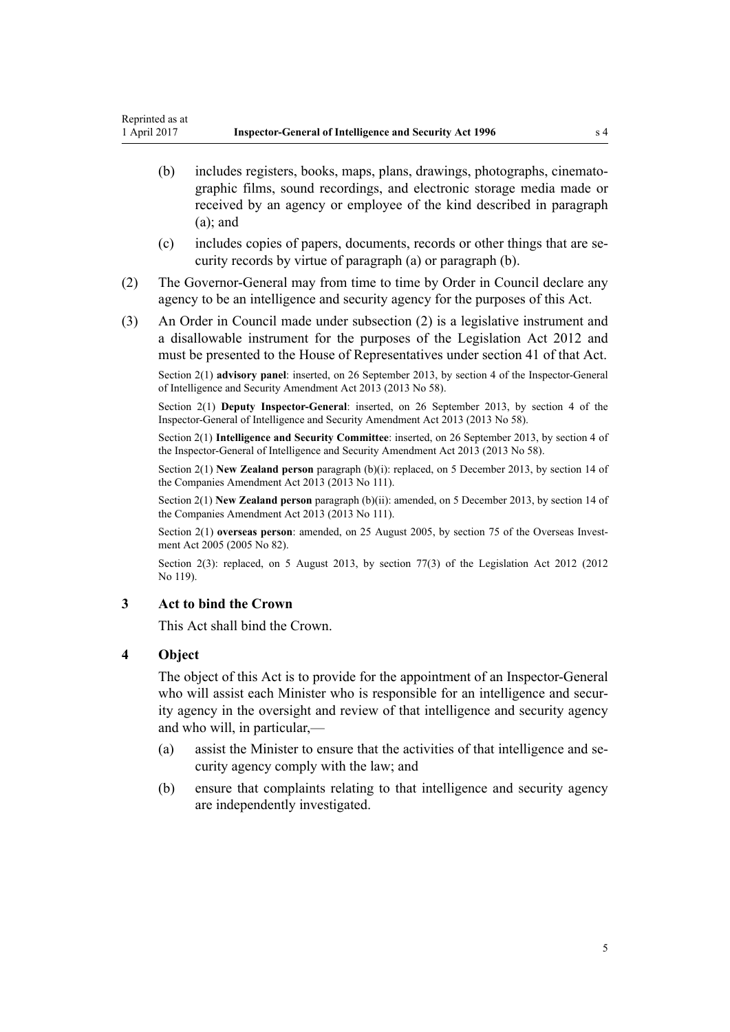- (b) includes registers, books, maps, plans, drawings, photographs, cinematographic films, sound recordings, and electronic storage media made or received by an agency or employee of the kind described in paragraph (a); and
- (c) includes copies of papers, documents, records or other things that are security records by virtue of paragraph (a) or paragraph (b).

(2) The Governor-General may from time to time by Order in Council declare any agency to be an intelligence and security agency for the purposes of this Act.

(3) An Order in Council made under subsection (2) is a legislative instrument and a disallowable instrument for the purposes of the Legislation Act 2012 and must be presented to the House of Representatives under section 41 of that Act.

Section 2(1) **advisory panel**: inserted, on 26 September 2013, by section 4 of the Inspector-General of Intelligence and Security Amendment Act 2013 (2013 No 58).

Section 2(1) **Deputy Inspector-General**: inserted, on 26 September 2013, by section 4 of the Inspector-General of Intelligence and Security Amendment Act 2013 (2013 No 58).

Section 2(1) **Intelligence and Security Committee**: inserted, on 26 September 2013, by section 4 of the Inspector-General of Intelligence and Security Amendment Act 2013 (2013 No 58).

Section 2(1) **New Zealand person** paragraph (b)(i): replaced, on 5 December 2013, by section 14 of the Companies Amendment Act 2013 (2013 No 111).

Section 2(1) **New Zealand person** paragraph (b)(ii): amended, on 5 December 2013, by section 14 of the Companies Amendment Act 2013 (2013 No 111).

Section 2(1) **overseas person**: amended, on 25 August 2005, by section 75 of the Overseas Investment Act 2005 (2005 No 82).

Section 2(3): replaced, on 5 August 2013, by section 77(3) of the Legislation Act 2012 (2012 No 119).

### 3 Act to bind the Crown

This Act shall bind the Crown.

### 4 Object

The object of this Act is to provide for the appointment of an Inspector-General who will assist each Minister who is responsible for an intelligence and security agency in the oversight and review of that intelligence and security agency and who will, in particular,—

- (a) assist the Minister to ensure that the activities of that intelligence and security agency comply with the law; and
- (b) ensure that complaints relating to that intelligence and security agency are independently investigated.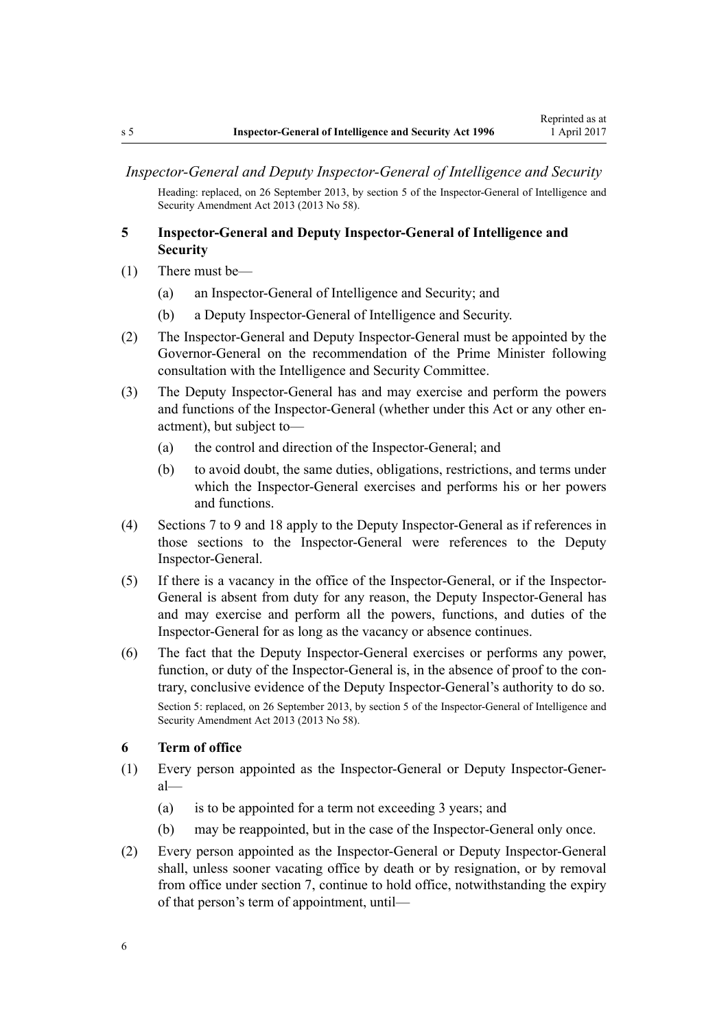*Inspector-General and Deputy Inspector-General of Intelligence and Security*

Heading: replaced, on 26 September 2013, by section 5 of the Inspector-General of Intelligence and Security Amendment Act 2013 (2013 No 58).

### 5 Inspector-General and Deputy Inspector-General of Intelligence and Security

(1) There must be—

(a) an Inspector-General of Intelligence and Security; and

(b) a Deputy Inspector-General of Intelligence and Security.

(2) The Inspector-General and Deputy Inspector-General must be appointed by the Governor-General on the recommendation of the Prime Minister following consultation with the Intelligence and Security Committee.

(3) The Deputy Inspector-General has and may exercise and perform the powers and functions of the Inspector-General (whether under this Act or any other enactment), but subject to—

(a) the control and direction of the Inspector-General; and

(b) to avoid doubt, the same duties, obligations, restrictions, and terms under which the Inspector-General exercises and performs his or her powers and functions.

(4) Sections 7 to 9 and 18 apply to the Deputy Inspector-General as if references in those sections to the Inspector-General were references to the Deputy Inspector-General.

(5) If there is a vacancy in the office of the Inspector-General, or if the Inspector-General is absent from duty for any reason, the Deputy Inspector-General has and may exercise and perform all the powers, functions, and duties of the Inspector-General for as long as the vacancy or absence continues.

(6) The fact that the Deputy Inspector-General exercises or performs any power, function, or duty of the Inspector-General is, in the absence of proof to the contrary, conclusive evidence of the Deputy Inspector-General's authority to do so.

Section 5: replaced, on 26 September 2013, by section 5 of the Inspector-General of Intelligence and Security Amendment Act 2013 (2013 No 58).

### 6 Term of office

(1) Every person appointed as the Inspector-General or Deputy Inspector-General—

(a) is to be appointed for a term not exceeding 3 years; and

(b) may be reappointed, but in the case of the Inspector-General only once.

(2) Every person appointed as the Inspector-General or Deputy Inspector-General shall, unless sooner vacating office by death or by resignation, or by removal from office under section 7, continue to hold office, notwithstanding the expiry of that person's term of appointment, until—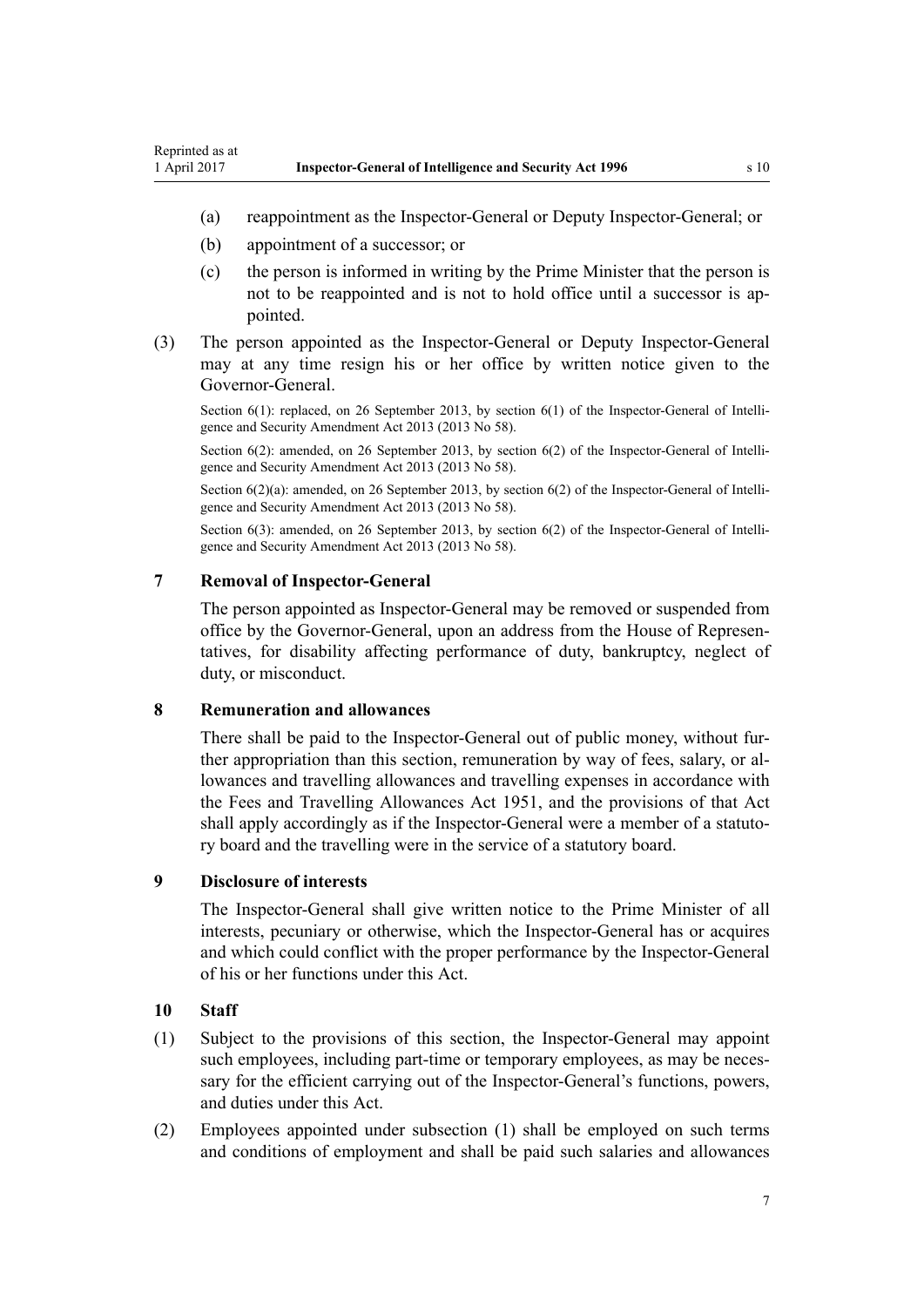- (a) reappointment as the Inspector-General or Deputy Inspector-General; or
- (b) appointment of a successor; or
- (c) the person is informed in writing by the Prime Minister that the person is not to be reappointed and is not to hold office until a successor is appointed.

(3) The person appointed as the Inspector-General or Deputy Inspector-General may at any time resign his or her office by written notice given to the Governor-General.

Section 6(1): replaced, on 26 September 2013, by section 6(1) of the Inspector-General of Intelligence and Security Amendment Act 2013 (2013 No 58).

Section 6(2): amended, on 26 September 2013, by section 6(2) of the Inspector-General of Intelligence and Security Amendment Act 2013 (2013 No 58).

Section 6(2)(a): amended, on 26 September 2013, by section 6(2) of the Inspector-General of Intelligence and Security Amendment Act 2013 (2013 No 58).

Section 6(3): amended, on 26 September 2013, by section 6(2) of the Inspector-General of Intelligence and Security Amendment Act 2013 (2013 No 58).

### 7 Removal of Inspector-General

The person appointed as Inspector-General may be removed or suspended from office by the Governor-General, upon an address from the House of Representatives, for disability affecting performance of duty, bankruptcy, neglect of duty, or misconduct.

### 8 Remuneration and allowances

There shall be paid to the Inspector-General out of public money, without further appropriation than this section, remuneration by way of fees, salary, or allowances and travelling allowances and travelling expenses in accordance with the Fees and Travelling Allowances Act 1951, and the provisions of that Act shall apply accordingly as if the Inspector-General were a member of a statutory board and the travelling were in the service of a statutory board.

### 9 Disclosure of interests

The Inspector-General shall give written notice to the Prime Minister of all interests, pecuniary or otherwise, which the Inspector-General has or acquires and which could conflict with the proper performance by the Inspector-General of his or her functions under this Act.

### 10 Staff

(1) Subject to the provisions of this section, the Inspector-General may appoint such employees, including part-time or temporary employees, as may be necessary for the efficient carrying out of the Inspector-General's functions, powers, and duties under this Act.

(2) Employees appointed under subsection (1) shall be employed on such terms and conditions of employment and shall be paid such salaries and allowances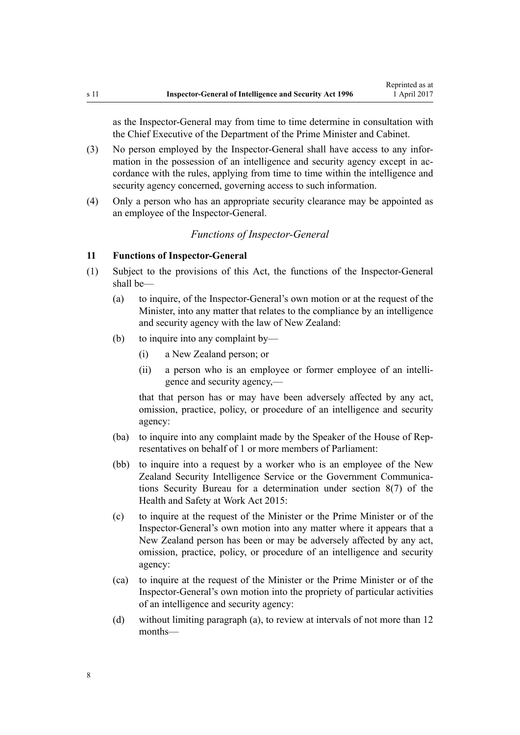as the Inspector-General may from time to time determine in consultation with the Chief Executive of the Department of the Prime Minister and Cabinet.

(3) No person employed by the Inspector-General shall have access to any information in the possession of an intelligence and security agency except in accordance with the rules, applying from time to time within the intelligence and security agency concerned, governing access to such information.

(4) Only a person who has an appropriate security clearance may be appointed as an employee of the Inspector-General.

*Functions of Inspector-General*

### 11 Functions of Inspector-General

(1) Subject to the provisions of this Act, the functions of the Inspector-General shall be—

- (a) to inquire, of the Inspector-General's own motion or at the request of the Minister, into any matter that relates to the compliance by an intelligence and security agency with the law of New Zealand:
- (b) to inquire into any complaint by—
  - (i) a New Zealand person; or
  - (ii) a person who is an employee or former employee of an intelligence and security agency,—

  that that person has or may have been adversely affected by any act, omission, practice, policy, or procedure of an intelligence and security agency:
- (ba) to inquire into any complaint made by the Speaker of the House of Representatives on behalf of 1 or more members of Parliament:
- (bb) to inquire into a request by a worker who is an employee of the New Zealand Security Intelligence Service or the Government Communications Security Bureau for a determination under section 8(7) of the Health and Safety at Work Act 2015:
- (c) to inquire at the request of the Minister or the Prime Minister or of the Inspector-General's own motion into any matter where it appears that a New Zealand person has been or may be adversely affected by any act, omission, practice, policy, or procedure of an intelligence and security agency:
- (ca) to inquire at the request of the Minister or the Prime Minister or of the Inspector-General's own motion into the propriety of particular activities of an intelligence and security agency:
- (d) without limiting paragraph (a), to review at intervals of not more than 12 months—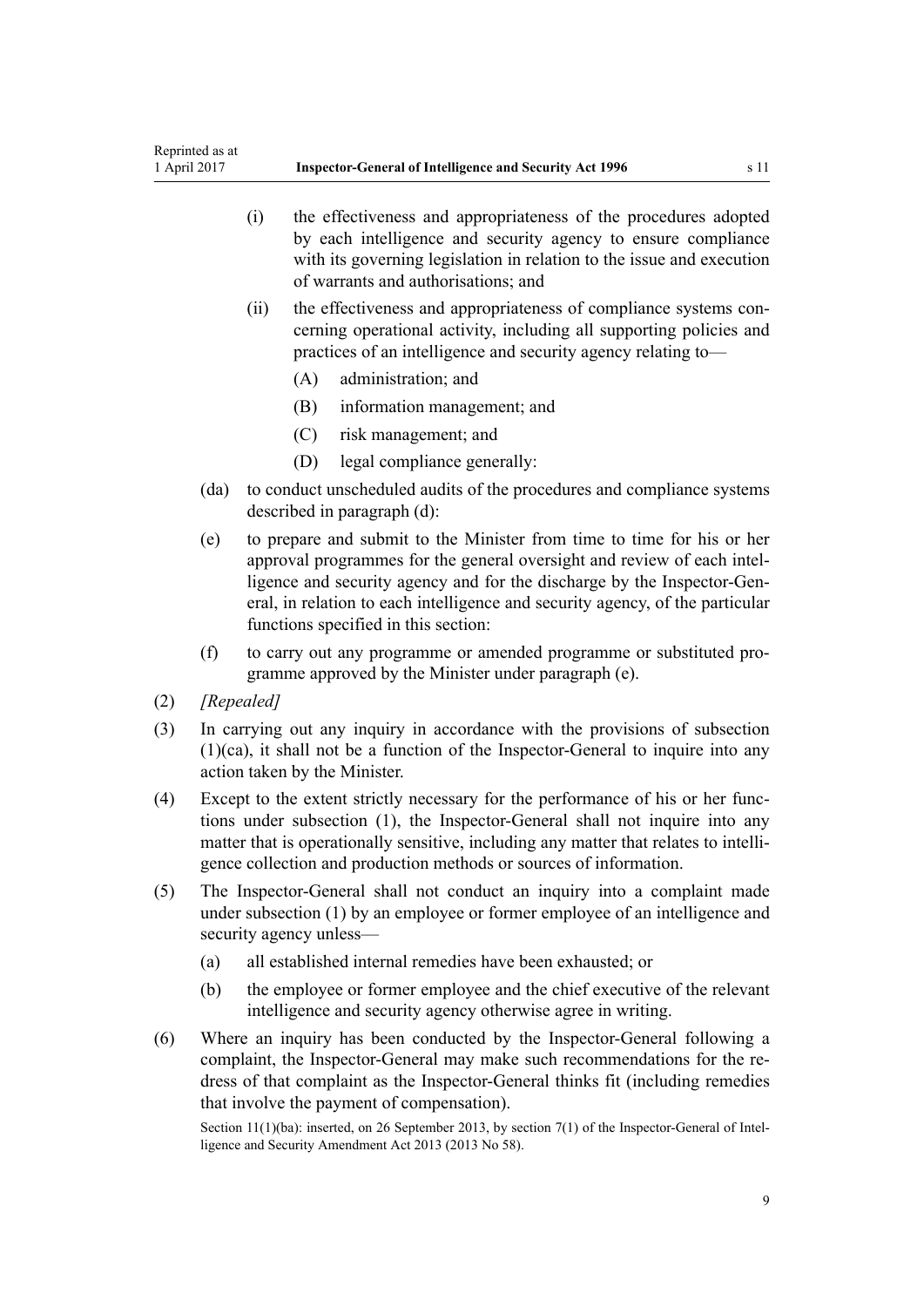- (i) the effectiveness and appropriateness of the procedures adopted by each intelligence and security agency to ensure compliance with its governing legislation in relation to the issue and execution of warrants and authorisations; and
- (ii) the effectiveness and appropriateness of compliance systems concerning operational activity, including all supporting policies and practices of an intelligence and security agency relating to—
  - (A) administration; and
  - (B) information management; and
  - (C) risk management; and
  - (D) legal compliance generally:

(da) to conduct unscheduled audits of the procedures and compliance systems described in paragraph (d):

(e) to prepare and submit to the Minister from time to time for his or her approval programmes for the general oversight and review of each intelligence and security agency and for the discharge by the Inspector-General, in relation to each intelligence and security agency, of the particular functions specified in this section:

(f) to carry out any programme or amended programme or substituted programme approved by the Minister under paragraph (e).

(2) *[Repealed]*

(3) In carrying out any inquiry in accordance with the provisions of subsection (1)(ca), it shall not be a function of the Inspector-General to inquire into any action taken by the Minister.

(4) Except to the extent strictly necessary for the performance of his or her functions under subsection (1), the Inspector-General shall not inquire into any matter that is operationally sensitive, including any matter that relates to intelligence collection and production methods or sources of information.

(5) The Inspector-General shall not conduct an inquiry into a complaint made under subsection (1) by an employee or former employee of an intelligence and security agency unless—

- (a) all established internal remedies have been exhausted; or
- (b) the employee or former employee and the chief executive of the relevant intelligence and security agency otherwise agree in writing.

(6) Where an inquiry has been conducted by the Inspector-General following a complaint, the Inspector-General may make such recommendations for the redress of that complaint as the Inspector-General thinks fit (including remedies that involve the payment of compensation).

Section 11(1)(ba): inserted, on 26 September 2013, by section 7(1) of the Inspector-General of Intelligence and Security Amendment Act 2013 (2013 No 58).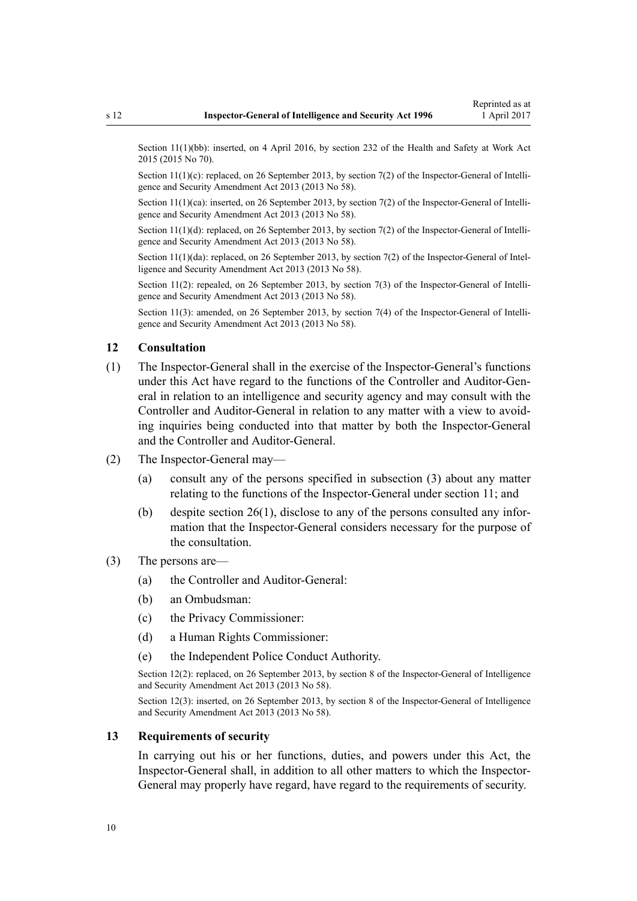Section 11(1)(bb): inserted, on 4 April 2016, by section 232 of the Health and Safety at Work Act 2015 (2015 No 70).

Section 11(1)(c): replaced, on 26 September 2013, by section 7(2) of the Inspector-General of Intelligence and Security Amendment Act 2013 (2013 No 58).

Section 11(1)(ca): inserted, on 26 September 2013, by section 7(2) of the Inspector-General of Intelligence and Security Amendment Act 2013 (2013 No 58).

Section 11(1)(d): replaced, on 26 September 2013, by section 7(2) of the Inspector-General of Intelligence and Security Amendment Act 2013 (2013 No 58).

Section 11(1)(da): replaced, on 26 September 2013, by section 7(2) of the Inspector-General of Intelligence and Security Amendment Act 2013 (2013 No 58).

Section 11(2): repealed, on 26 September 2013, by section 7(3) of the Inspector-General of Intelligence and Security Amendment Act 2013 (2013 No 58).

Section 11(3): amended, on 26 September 2013, by section 7(4) of the Inspector-General of Intelligence and Security Amendment Act 2013 (2013 No 58).

### 12 Consultation

(1) The Inspector-General shall in the exercise of the Inspector-General's functions under this Act have regard to the functions of the Controller and Auditor-General in relation to an intelligence and security agency and may consult with the Controller and Auditor-General in relation to any matter with a view to avoiding inquiries being conducted into that matter by both the Inspector-General and the Controller and Auditor-General.

(2) The Inspector-General may—

- (a) consult any of the persons specified in subsection (3) about any matter relating to the functions of the Inspector-General under section 11; and
- (b) despite section 26(1), disclose to any of the persons consulted any information that the Inspector-General considers necessary for the purpose of the consultation.

(3) The persons are—

- (a) the Controller and Auditor-General:
- (b) an Ombudsman:
- (c) the Privacy Commissioner:
- (d) a Human Rights Commissioner:
- (e) the Independent Police Conduct Authority.

Section 12(2): replaced, on 26 September 2013, by section 8 of the Inspector-General of Intelligence and Security Amendment Act 2013 (2013 No 58).

Section 12(3): inserted, on 26 September 2013, by section 8 of the Inspector-General of Intelligence and Security Amendment Act 2013 (2013 No 58).

### 13 Requirements of security

In carrying out his or her functions, duties, and powers under this Act, the Inspector-General shall, in addition to all other matters to which the Inspector-General may properly have regard, have regard to the requirements of security.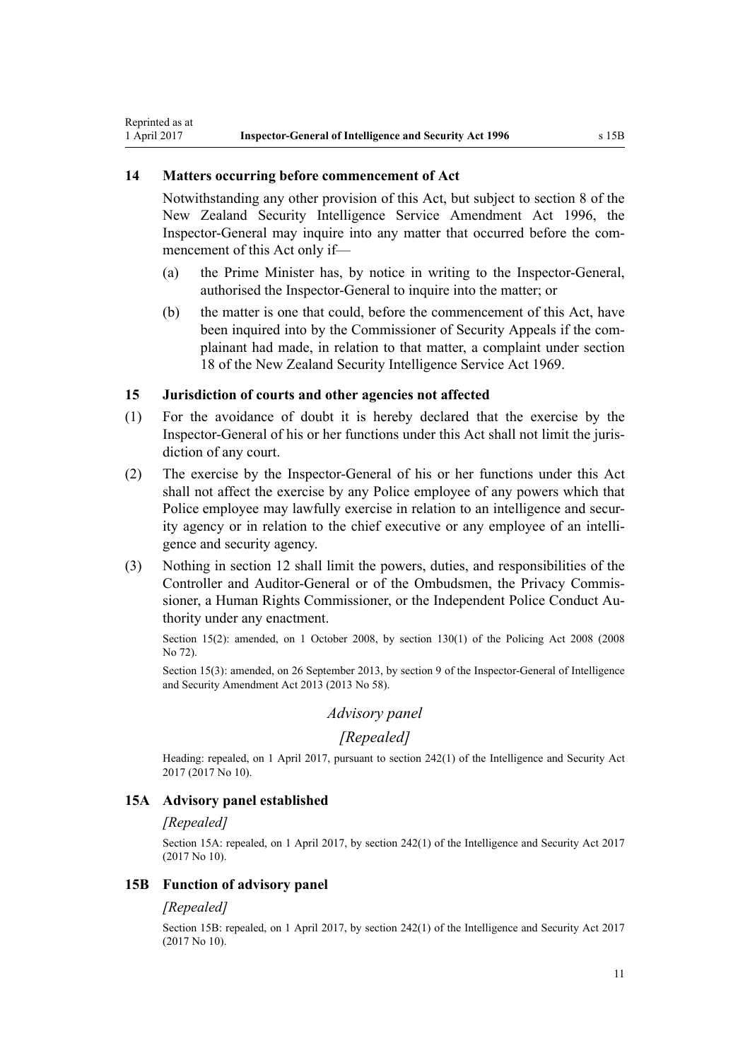### 14 Matters occurring before commencement of Act

Notwithstanding any other provision of this Act, but subject to section 8 of the New Zealand Security Intelligence Service Amendment Act 1996, the Inspector-General may inquire into any matter that occurred before the commencement of this Act only if—

(a) the Prime Minister has, by notice in writing to the Inspector-General, authorised the Inspector-General to inquire into the matter; or

(b) the matter is one that could, before the commencement of this Act, have been inquired into by the Commissioner of Security Appeals if the complainant had made, in relation to that matter, a complaint under section 18 of the New Zealand Security Intelligence Service Act 1969.

### 15 Jurisdiction of courts and other agencies not affected

(1) For the avoidance of doubt it is hereby declared that the exercise by the Inspector-General of his or her functions under this Act shall not limit the jurisdiction of any court.

(2) The exercise by the Inspector-General of his or her functions under this Act shall not affect the exercise by any Police employee of any powers which that Police employee may lawfully exercise in relation to an intelligence and security agency or in relation to the chief executive or any employee of an intelligence and security agency.

(3) Nothing in section 12 shall limit the powers, duties, and responsibilities of the Controller and Auditor-General or of the Ombudsmen, the Privacy Commissioner, a Human Rights Commissioner, or the Independent Police Conduct Authority under any enactment.

Section 15(2): amended, on 1 October 2008, by section 130(1) of the Policing Act 2008 (2008 No 72).

Section 15(3): amended, on 26 September 2013, by section 9 of the Inspector-General of Intelligence and Security Amendment Act 2013 (2013 No 58).

## *Advisory panel*

## *[Repealed]*

Heading: repealed, on 1 April 2017, pursuant to section 242(1) of the Intelligence and Security Act 2017 (2017 No 10).

### 15A Advisory panel established

*[Repealed]*

Section 15A: repealed, on 1 April 2017, by section 242(1) of the Intelligence and Security Act 2017 (2017 No 10).

### 15B Function of advisory panel

*[Repealed]*

Section 15B: repealed, on 1 April 2017, by section 242(1) of the Intelligence and Security Act 2017 (2017 No 10).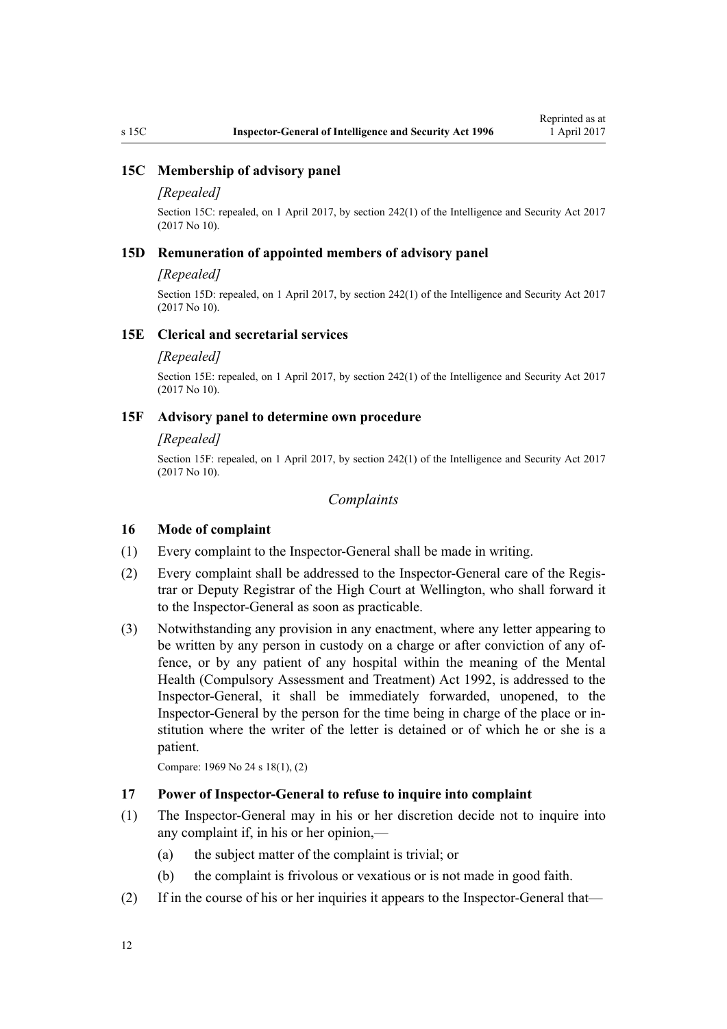### 15C Membership of advisory panel

*[Repealed]*

Section 15C: repealed, on 1 April 2017, by section 242(1) of the Intelligence and Security Act 2017 (2017 No 10).

### 15D Remuneration of appointed members of advisory panel

*[Repealed]*

Section 15D: repealed, on 1 April 2017, by section 242(1) of the Intelligence and Security Act 2017 (2017 No 10).

### 15E Clerical and secretarial services

*[Repealed]*

Section 15E: repealed, on 1 April 2017, by section 242(1) of the Intelligence and Security Act 2017 (2017 No 10).

### 15F Advisory panel to determine own procedure

*[Repealed]*

Section 15F: repealed, on 1 April 2017, by section 242(1) of the Intelligence and Security Act 2017 (2017 No 10).

## *Complaints*

### 16 Mode of complaint

(1) Every complaint to the Inspector-General shall be made in writing.

(2) Every complaint shall be addressed to the Inspector-General care of the Registrar or Deputy Registrar of the High Court at Wellington, who shall forward it to the Inspector-General as soon as practicable.

(3) Notwithstanding any provision in any enactment, where any letter appearing to be written by any person in custody on a charge or after conviction of any offence, or by any patient of any hospital within the meaning of the Mental Health (Compulsory Assessment and Treatment) Act 1992, is addressed to the Inspector-General, it shall be immediately forwarded, unopened, to the Inspector-General by the person for the time being in charge of the place or institution where the writer of the letter is detained or of which he or she is a patient.

Compare: 1969 No 24 s 18(1), (2)

### 17 Power of Inspector-General to refuse to inquire into complaint

(1) The Inspector-General may in his or her discretion decide not to inquire into any complaint if, in his or her opinion,—

(a) the subject matter of the complaint is trivial; or

(b) the complaint is frivolous or vexatious or is not made in good faith.

(2) If in the course of his or her inquiries it appears to the Inspector-General that—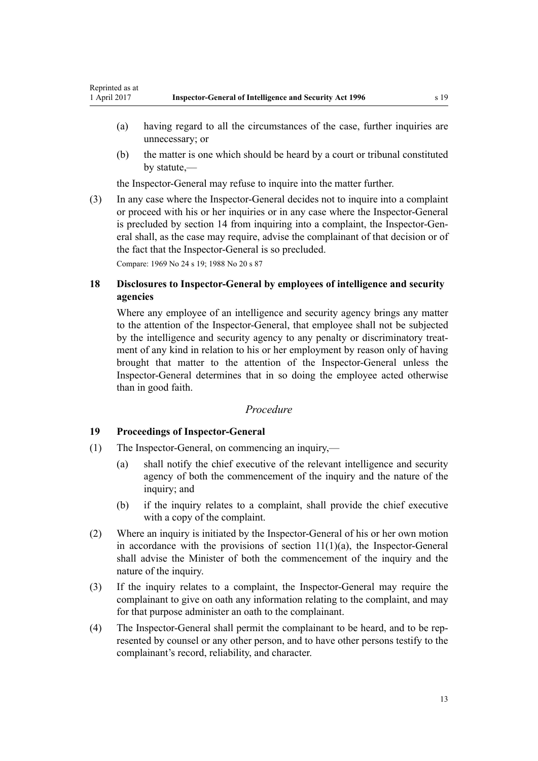(a) having regard to all the circumstances of the case, further inquiries are unnecessary; or

(b) the matter is one which should be heard by a court or tribunal constituted by statute,—

the Inspector-General may refuse to inquire into the matter further.

(3) In any case where the Inspector-General decides not to inquire into a complaint or proceed with his or her inquiries or in any case where the Inspector-General is precluded by section 14 from inquiring into a complaint, the Inspector-General shall, as the case may require, advise the complainant of that decision or of the fact that the Inspector-General is so precluded.

Compare: 1969 No 24 s 19; 1988 No 20 s 87

### 18 Disclosures to Inspector-General by employees of intelligence and security agencies

Where any employee of an intelligence and security agency brings any matter to the attention of the Inspector-General, that employee shall not be subjected by the intelligence and security agency to any penalty or discriminatory treatment of any kind in relation to his or her employment by reason only of having brought that matter to the attention of the Inspector-General unless the Inspector-General determines that in so doing the employee acted otherwise than in good faith.

*Procedure*

### 19 Proceedings of Inspector-General

(1) The Inspector-General, on commencing an inquiry,—

(a) shall notify the chief executive of the relevant intelligence and security agency of both the commencement of the inquiry and the nature of the inquiry; and

(b) if the inquiry relates to a complaint, shall provide the chief executive with a copy of the complaint.

(2) Where an inquiry is initiated by the Inspector-General of his or her own motion in accordance with the provisions of section 11(1)(a), the Inspector-General shall advise the Minister of both the commencement of the inquiry and the nature of the inquiry.

(3) If the inquiry relates to a complaint, the Inspector-General may require the complainant to give on oath any information relating to the complaint, and may for that purpose administer an oath to the complainant.

(4) The Inspector-General shall permit the complainant to be heard, and to be represented by counsel or any other person, and to have other persons testify to the complainant's record, reliability, and character.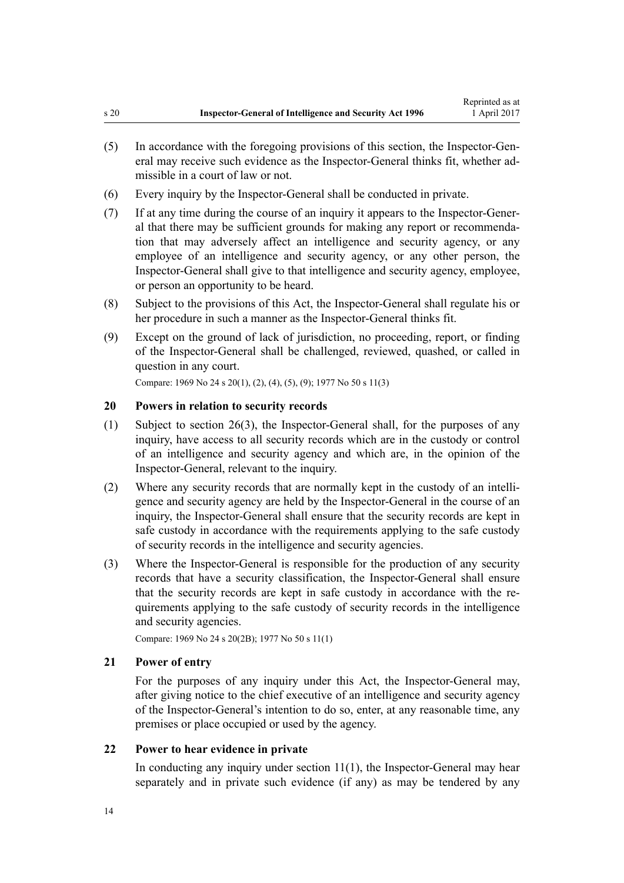(5) In accordance with the foregoing provisions of this section, the Inspector-General may receive such evidence as the Inspector-General thinks fit, whether admissible in a court of law or not.

(6) Every inquiry by the Inspector-General shall be conducted in private.

(7) If at any time during the course of an inquiry it appears to the Inspector-General that there may be sufficient grounds for making any report or recommendation that may adversely affect an intelligence and security agency, or any employee of an intelligence and security agency, or any other person, the Inspector-General shall give to that intelligence and security agency, employee, or person an opportunity to be heard.

(8) Subject to the provisions of this Act, the Inspector-General shall regulate his or her procedure in such a manner as the Inspector-General thinks fit.

(9) Except on the ground of lack of jurisdiction, no proceeding, report, or finding of the Inspector-General shall be challenged, reviewed, quashed, or called in question in any court.

Compare: 1969 No 24 s 20(1), (2), (4), (5), (9); 1977 No 50 s 11(3)

### 20 Powers in relation to security records

(1) Subject to section 26(3), the Inspector-General shall, for the purposes of any inquiry, have access to all security records which are in the custody or control of an intelligence and security agency and which are, in the opinion of the Inspector-General, relevant to the inquiry.

(2) Where any security records that are normally kept in the custody of an intelligence and security agency are held by the Inspector-General in the course of an inquiry, the Inspector-General shall ensure that the security records are kept in safe custody in accordance with the requirements applying to the safe custody of security records in the intelligence and security agencies.

(3) Where the Inspector-General is responsible for the production of any security records that have a security classification, the Inspector-General shall ensure that the security records are kept in safe custody in accordance with the requirements applying to the safe custody of security records in the intelligence and security agencies.

Compare: 1969 No 24 s 20(2B); 1977 No 50 s 11(1)

### 21 Power of entry

For the purposes of any inquiry under this Act, the Inspector-General may, after giving notice to the chief executive of an intelligence and security agency of the Inspector-General's intention to do so, enter, at any reasonable time, any premises or place occupied or used by the agency.

### 22 Power to hear evidence in private

In conducting any inquiry under section 11(1), the Inspector-General may hear separately and in private such evidence (if any) as may be tendered by any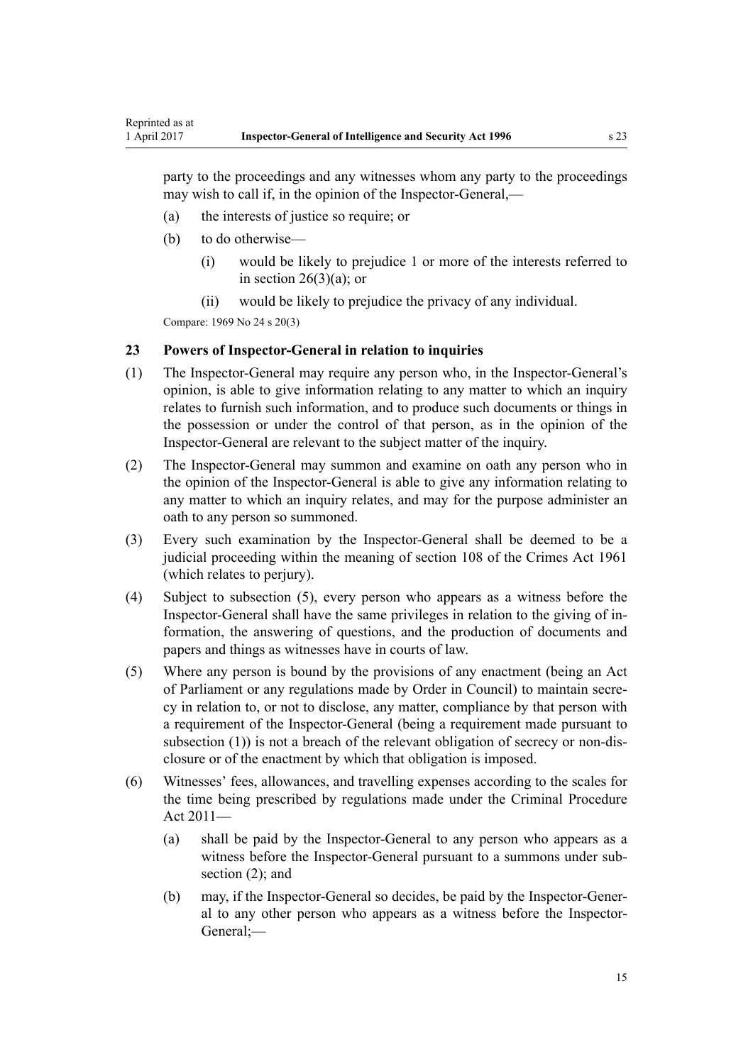party to the proceedings and any witnesses whom any party to the proceedings may wish to call if, in the opinion of the Inspector-General,—

(a) the interests of justice so require; or

(b) to do otherwise—

  (i) would be likely to prejudice 1 or more of the interests referred to in section 26(3)(a); or

  (ii) would be likely to prejudice the privacy of any individual.

Compare: 1969 No 24 s 20(3)

### 23 Powers of Inspector-General in relation to inquiries

(1) The Inspector-General may require any person who, in the Inspector-General's opinion, is able to give information relating to any matter to which an inquiry relates to furnish such information, and to produce such documents or things in the possession or under the control of that person, as in the opinion of the Inspector-General are relevant to the subject matter of the inquiry.

(2) The Inspector-General may summon and examine on oath any person who in the opinion of the Inspector-General is able to give any information relating to any matter to which an inquiry relates, and may for the purpose administer an oath to any person so summoned.

(3) Every such examination by the Inspector-General shall be deemed to be a judicial proceeding within the meaning of section 108 of the Crimes Act 1961 (which relates to perjury).

(4) Subject to subsection (5), every person who appears as a witness before the Inspector-General shall have the same privileges in relation to the giving of information, the answering of questions, and the production of documents and papers and things as witnesses have in courts of law.

(5) Where any person is bound by the provisions of any enactment (being an Act of Parliament or any regulations made by Order in Council) to maintain secrecy in relation to, or not to disclose, any matter, compliance by that person with a requirement of the Inspector-General (being a requirement made pursuant to subsection (1)) is not a breach of the relevant obligation of secrecy or non-disclosure or of the enactment by which that obligation is imposed.

(6) Witnesses' fees, allowances, and travelling expenses according to the scales for the time being prescribed by regulations made under the Criminal Procedure Act 2011—

  (a) shall be paid by the Inspector-General to any person who appears as a witness before the Inspector-General pursuant to a summons under subsection (2); and

  (b) may, if the Inspector-General so decides, be paid by the Inspector-General to any other person who appears as a witness before the Inspector-General;—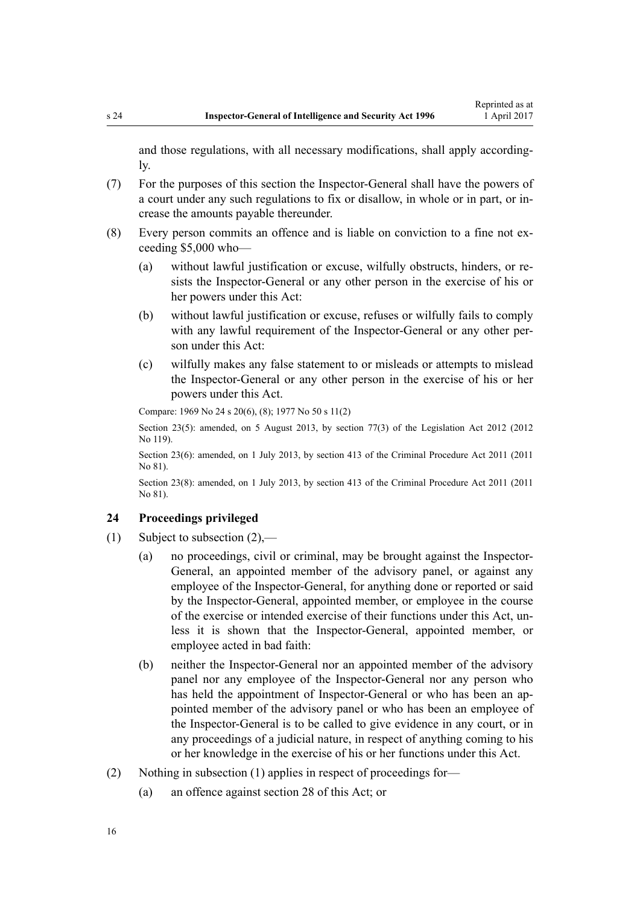and those regulations, with all necessary modifications, shall apply accordingly.

(7) For the purposes of this section the Inspector-General shall have the powers of a court under any such regulations to fix or disallow, in whole or in part, or increase the amounts payable thereunder.

(8) Every person commits an offence and is liable on conviction to a fine not exceeding $5,000 who—

  (a) without lawful justification or excuse, wilfully obstructs, hinders, or resists the Inspector-General or any other person in the exercise of his or her powers under this Act:

  (b) without lawful justification or excuse, refuses or wilfully fails to comply with any lawful requirement of the Inspector-General or any other person under this Act:

  (c) wilfully makes any false statement to or misleads or attempts to mislead the Inspector-General or any other person in the exercise of his or her powers under this Act.

Compare: 1969 No 24 s 20(6), (8); 1977 No 50 s 11(2)

Section 23(5): amended, on 5 August 2013, by section 77(3) of the Legislation Act 2012 (2012 No 119).

Section 23(6): amended, on 1 July 2013, by section 413 of the Criminal Procedure Act 2011 (2011 No 81).

Section 23(8): amended, on 1 July 2013, by section 413 of the Criminal Procedure Act 2011 (2011 No 81).

### 24 Proceedings privileged

(1) Subject to subsection (2),—

  (a) no proceedings, civil or criminal, may be brought against the Inspector-General, an appointed member of the advisory panel, or against any employee of the Inspector-General, for anything done or reported or said by the Inspector-General, appointed member, or employee in the course of the exercise or intended exercise of their functions under this Act, unless it is shown that the Inspector-General, appointed member, or employee acted in bad faith:

  (b) neither the Inspector-General nor an appointed member of the advisory panel nor any employee of the Inspector-General nor any person who has held the appointment of Inspector-General or who has been an appointed member of the advisory panel or who has been an employee of the Inspector-General is to be called to give evidence in any court, or in any proceedings of a judicial nature, in respect of anything coming to his or her knowledge in the exercise of his or her functions under this Act.

(2) Nothing in subsection (1) applies in respect of proceedings for—

  (a) an offence against section 28 of this Act; or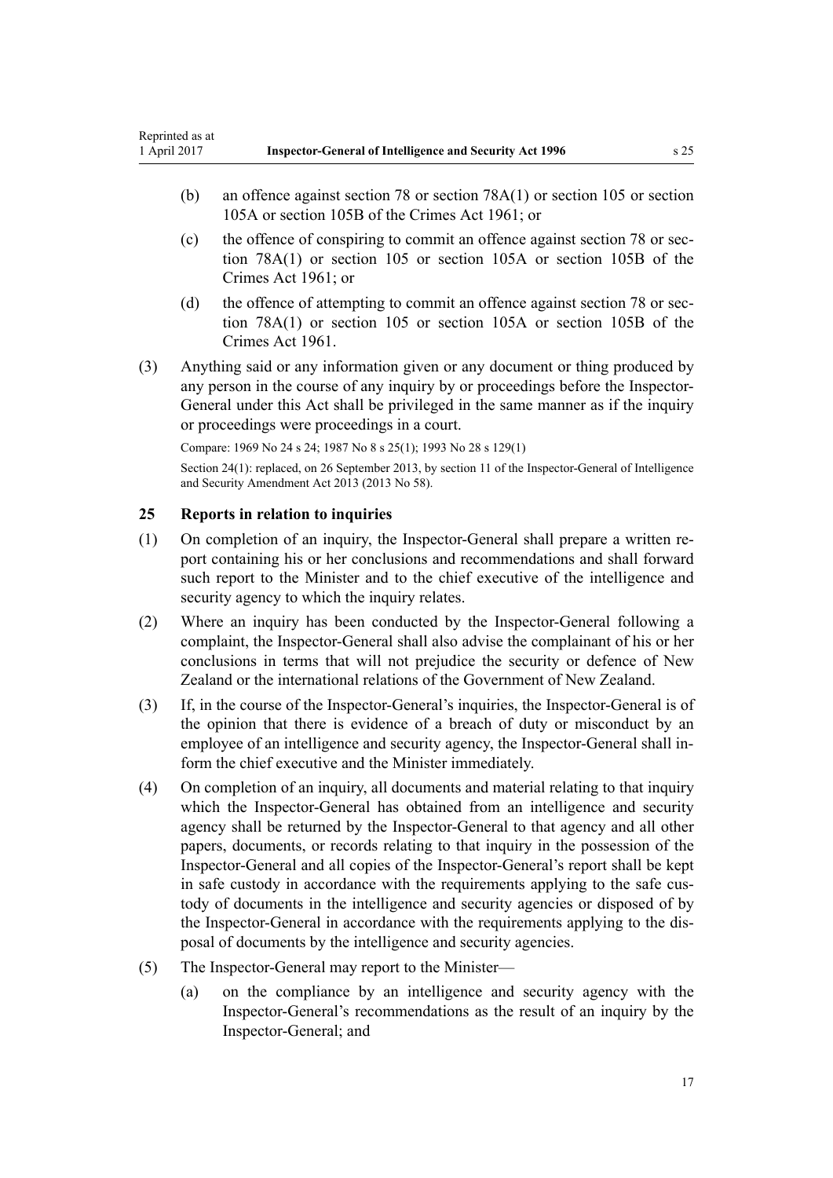(b) an offence against section 78 or section 78A(1) or section 105 or section 105A or section 105B of the Crimes Act 1961; or

(c) the offence of conspiring to commit an offence against section 78 or section 78A(1) or section 105 or section 105A or section 105B of the Crimes Act 1961; or

(d) the offence of attempting to commit an offence against section 78 or section 78A(1) or section 105 or section 105A or section 105B of the Crimes Act 1961.

(3) Anything said or any information given or any document or thing produced by any person in the course of any inquiry by or proceedings before the Inspector-General under this Act shall be privileged in the same manner as if the inquiry or proceedings were proceedings in a court.

Compare: 1969 No 24 s 24; 1987 No 8 s 25(1); 1993 No 28 s 129(1)

Section 24(1): replaced, on 26 September 2013, by section 11 of the Inspector-General of Intelligence and Security Amendment Act 2013 (2013 No 58).

### 25 Reports in relation to inquiries

(1) On completion of an inquiry, the Inspector-General shall prepare a written report containing his or her conclusions and recommendations and shall forward such report to the Minister and to the chief executive of the intelligence and security agency to which the inquiry relates.

(2) Where an inquiry has been conducted by the Inspector-General following a complaint, the Inspector-General shall also advise the complainant of his or her conclusions in terms that will not prejudice the security or defence of New Zealand or the international relations of the Government of New Zealand.

(3) If, in the course of the Inspector-General's inquiries, the Inspector-General is of the opinion that there is evidence of a breach of duty or misconduct by an employee of an intelligence and security agency, the Inspector-General shall inform the chief executive and the Minister immediately.

(4) On completion of an inquiry, all documents and material relating to that inquiry which the Inspector-General has obtained from an intelligence and security agency shall be returned by the Inspector-General to that agency and all other papers, documents, or records relating to that inquiry in the possession of the Inspector-General and all copies of the Inspector-General's report shall be kept in safe custody in accordance with the requirements applying to the safe custody of documents in the intelligence and security agencies or disposed of by the Inspector-General in accordance with the requirements applying to the disposal of documents by the intelligence and security agencies.

(5) The Inspector-General may report to the Minister—

(a) on the compliance by an intelligence and security agency with the Inspector-General's recommendations as the result of an inquiry by the Inspector-General; and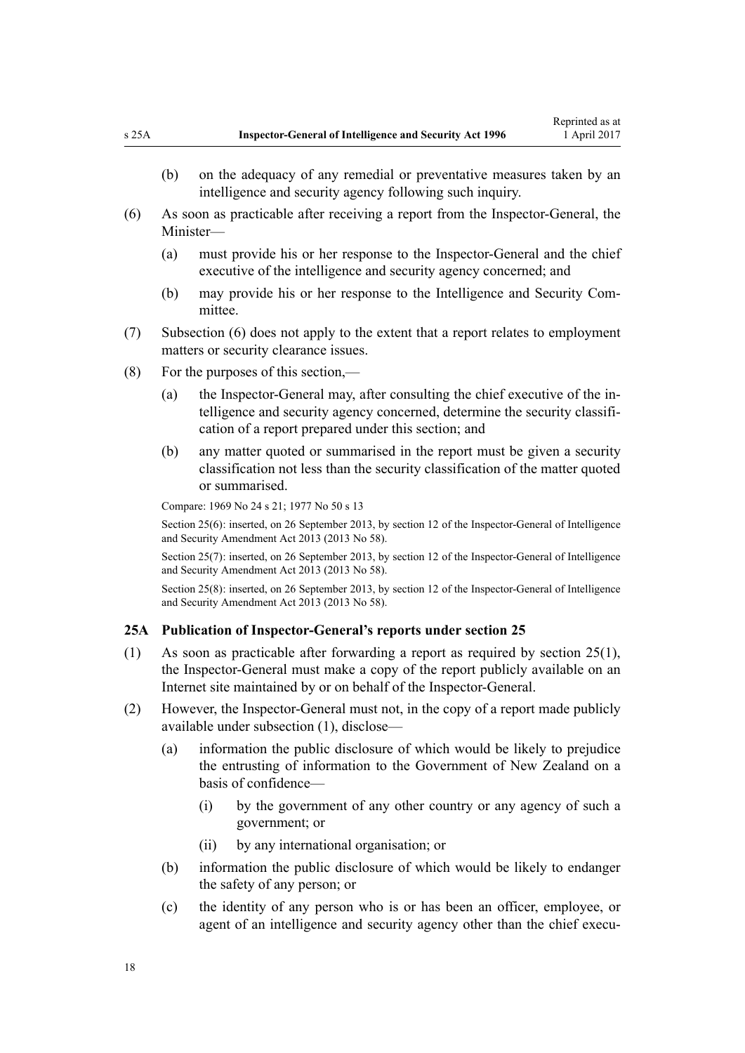(b) on the adequacy of any remedial or preventative measures taken by an intelligence and security agency following such inquiry.

(6) As soon as practicable after receiving a report from the Inspector-General, the Minister—

(a) must provide his or her response to the Inspector-General and the chief executive of the intelligence and security agency concerned; and

(b) may provide his or her response to the Intelligence and Security Committee.

(7) Subsection (6) does not apply to the extent that a report relates to employment matters or security clearance issues.

(8) For the purposes of this section,—

(a) the Inspector-General may, after consulting the chief executive of the intelligence and security agency concerned, determine the security classification of a report prepared under this section; and

(b) any matter quoted or summarised in the report must be given a security classification not less than the security classification of the matter quoted or summarised.

Compare: 1969 No 24 s 21; 1977 No 50 s 13

Section 25(6): inserted, on 26 September 2013, by section 12 of the Inspector-General of Intelligence and Security Amendment Act 2013 (2013 No 58).

Section 25(7): inserted, on 26 September 2013, by section 12 of the Inspector-General of Intelligence and Security Amendment Act 2013 (2013 No 58).

Section 25(8): inserted, on 26 September 2013, by section 12 of the Inspector-General of Intelligence and Security Amendment Act 2013 (2013 No 58).

### 25A Publication of Inspector-General's reports under section 25

(1) As soon as practicable after forwarding a report as required by section 25(1), the Inspector-General must make a copy of the report publicly available on an Internet site maintained by or on behalf of the Inspector-General.

(2) However, the Inspector-General must not, in the copy of a report made publicly available under subsection (1), disclose—

(a) information the public disclosure of which would be likely to prejudice the entrusting of information to the Government of New Zealand on a basis of confidence—

(i) by the government of any other country or any agency of such a government; or

(ii) by any international organisation; or

(b) information the public disclosure of which would be likely to endanger the safety of any person; or

(c) the identity of any person who is or has been an officer, employee, or agent of an intelligence and security agency other than the chief execu-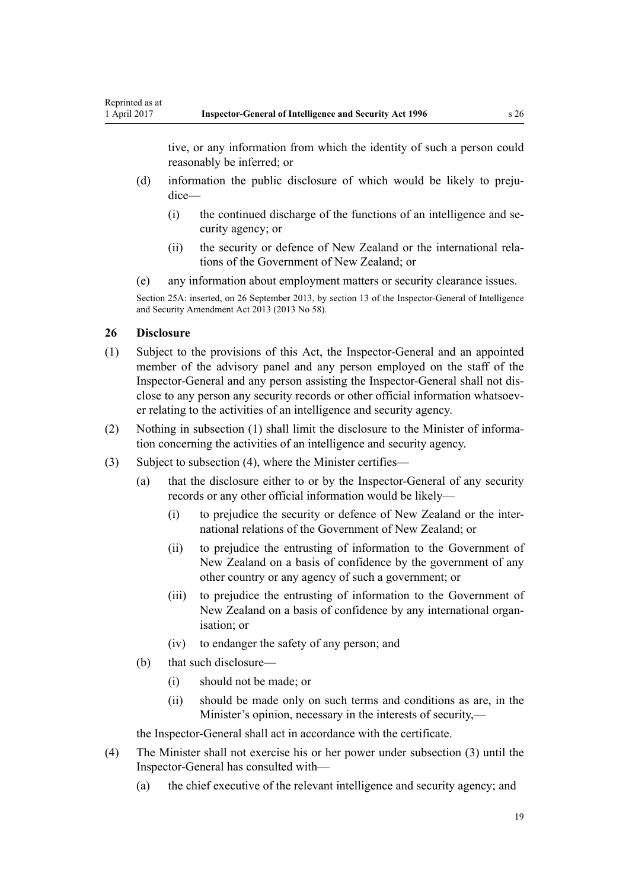tive, or any information from which the identity of such a person could reasonably be inferred; or

(d) information the public disclosure of which would be likely to prejudice—

(i) the continued discharge of the functions of an intelligence and security agency; or

(ii) the security or defence of New Zealand or the international relations of the Government of New Zealand; or

(e) any information about employment matters or security clearance issues.

Section 25A: inserted, on 26 September 2013, by section 13 of the Inspector-General of Intelligence and Security Amendment Act 2013 (2013 No 58).

### 26 Disclosure

(1) Subject to the provisions of this Act, the Inspector-General and an appointed member of the advisory panel and any person employed on the staff of the Inspector-General and any person assisting the Inspector-General shall not disclose to any person any security records or other official information whatsoever relating to the activities of an intelligence and security agency.

(2) Nothing in subsection (1) shall limit the disclosure to the Minister of information concerning the activities of an intelligence and security agency.

(3) Subject to subsection (4), where the Minister certifies—

(a) that the disclosure either to or by the Inspector-General of any security records or any other official information would be likely—

(i) to prejudice the security or defence of New Zealand or the international relations of the Government of New Zealand; or

(ii) to prejudice the entrusting of information to the Government of New Zealand on a basis of confidence by the government of any other country or any agency of such a government; or

(iii) to prejudice the entrusting of information to the Government of New Zealand on a basis of confidence by any international organisation; or

(iv) to endanger the safety of any person; and

(b) that such disclosure—

(i) should not be made; or

(ii) should be made only on such terms and conditions as are, in the Minister's opinion, necessary in the interests of security,—

the Inspector-General shall act in accordance with the certificate.

(4) The Minister shall not exercise his or her power under subsection (3) until the Inspector-General has consulted with—

(a) the chief executive of the relevant intelligence and security agency; and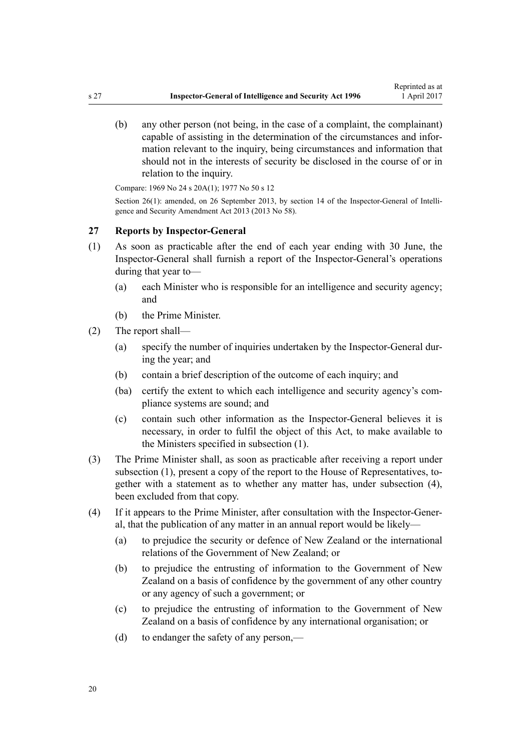(b) any other person (not being, in the case of a complaint, the complainant) capable of assisting in the determination of the circumstances and information relevant to the inquiry, being circumstances and information that should not in the interests of security be disclosed in the course of or in relation to the inquiry.

Compare: 1969 No 24 s 20A(1); 1977 No 50 s 12

Section 26(1): amended, on 26 September 2013, by section 14 of the Inspector-General of Intelligence and Security Amendment Act 2013 (2013 No 58).

### 27 Reports by Inspector-General

(1) As soon as practicable after the end of each year ending with 30 June, the Inspector-General shall furnish a report of the Inspector-General's operations during that year to—

(a) each Minister who is responsible for an intelligence and security agency; and

(b) the Prime Minister.

(2) The report shall—

(a) specify the number of inquiries undertaken by the Inspector-General during the year; and

(b) contain a brief description of the outcome of each inquiry; and

(ba) certify the extent to which each intelligence and security agency's compliance systems are sound; and

(c) contain such other information as the Inspector-General believes it is necessary, in order to fulfil the object of this Act, to make available to the Ministers specified in subsection (1).

(3) The Prime Minister shall, as soon as practicable after receiving a report under subsection (1), present a copy of the report to the House of Representatives, together with a statement as to whether any matter has, under subsection (4), been excluded from that copy.

(4) If it appears to the Prime Minister, after consultation with the Inspector-General, that the publication of any matter in an annual report would be likely—

(a) to prejudice the security or defence of New Zealand or the international relations of the Government of New Zealand; or

(b) to prejudice the entrusting of information to the Government of New Zealand on a basis of confidence by the government of any other country or any agency of such a government; or

(c) to prejudice the entrusting of information to the Government of New Zealand on a basis of confidence by any international organisation; or

(d) to endanger the safety of any person,—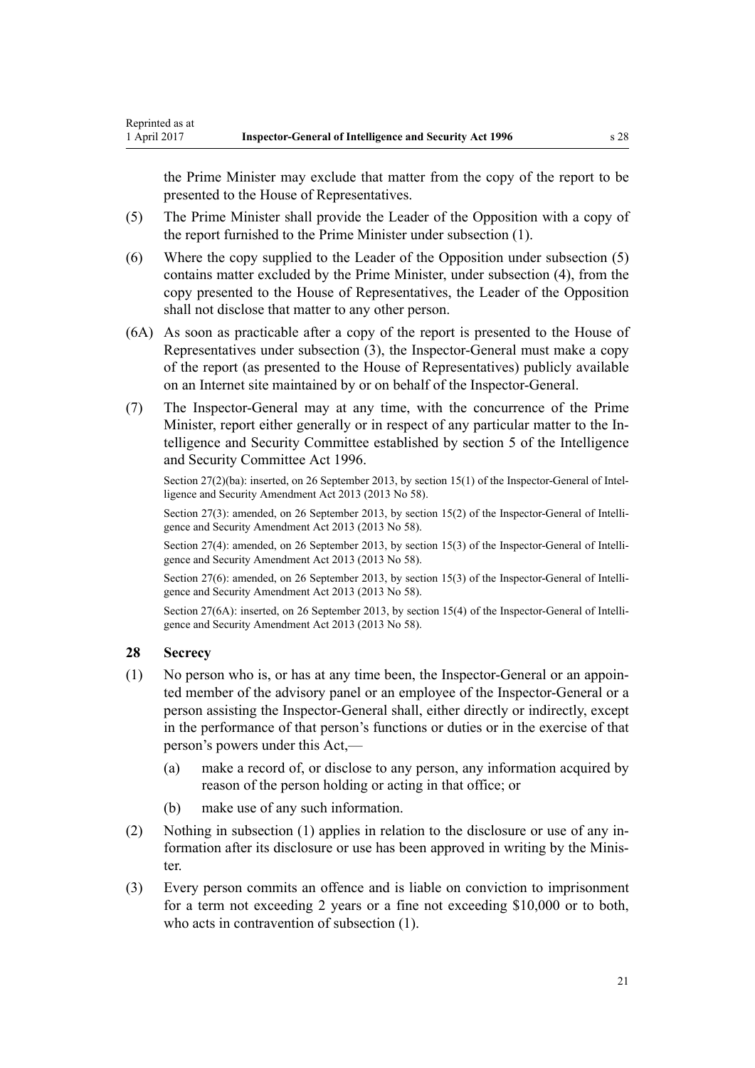the Prime Minister may exclude that matter from the copy of the report to be presented to the House of Representatives.

(5) The Prime Minister shall provide the Leader of the Opposition with a copy of the report furnished to the Prime Minister under subsection (1).

(6) Where the copy supplied to the Leader of the Opposition under subsection (5) contains matter excluded by the Prime Minister, under subsection (4), from the copy presented to the House of Representatives, the Leader of the Opposition shall not disclose that matter to any other person.

(6A) As soon as practicable after a copy of the report is presented to the House of Representatives under subsection (3), the Inspector-General must make a copy of the report (as presented to the House of Representatives) publicly available on an Internet site maintained by or on behalf of the Inspector-General.

(7) The Inspector-General may at any time, with the concurrence of the Prime Minister, report either generally or in respect of any particular matter to the Intelligence and Security Committee established by section 5 of the Intelligence and Security Committee Act 1996.

Section 27(2)(ba): inserted, on 26 September 2013, by section 15(1) of the Inspector-General of Intelligence and Security Amendment Act 2013 (2013 No 58).

Section 27(3): amended, on 26 September 2013, by section 15(2) of the Inspector-General of Intelligence and Security Amendment Act 2013 (2013 No 58).

Section 27(4): amended, on 26 September 2013, by section 15(3) of the Inspector-General of Intelligence and Security Amendment Act 2013 (2013 No 58).

Section 27(6): amended, on 26 September 2013, by section 15(3) of the Inspector-General of Intelligence and Security Amendment Act 2013 (2013 No 58).

Section 27(6A): inserted, on 26 September 2013, by section 15(4) of the Inspector-General of Intelligence and Security Amendment Act 2013 (2013 No 58).

## 28 Secrecy

(1) No person who is, or has at any time been, the Inspector-General or an appointed member of the advisory panel or an employee of the Inspector-General or a person assisting the Inspector-General shall, either directly or indirectly, except in the performance of that person's functions or duties or in the exercise of that person's powers under this Act,—

  (a) make a record of, or disclose to any person, any information acquired by reason of the person holding or acting in that office; or

  (b) make use of any such information.

(2) Nothing in subsection (1) applies in relation to the disclosure or use of any information after its disclosure or use has been approved in writing by the Minister.

(3) Every person commits an offence and is liable on conviction to imprisonment for a term not exceeding 2 years or a fine not exceeding $10,000 or to both, who acts in contravention of subsection (1).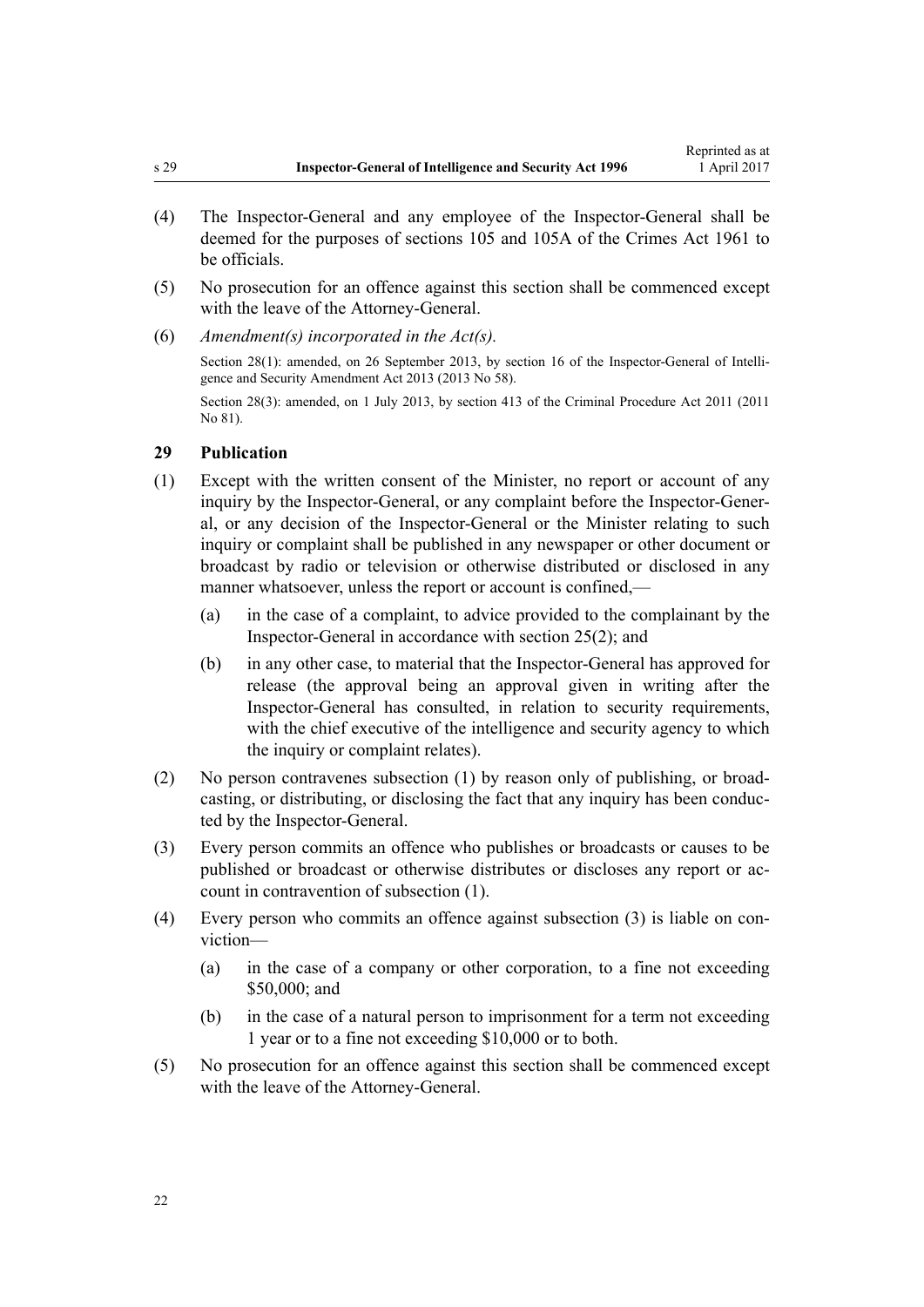(4) The Inspector-General and any employee of the Inspector-General shall be deemed for the purposes of sections 105 and 105A of the Crimes Act 1961 to be officials.

(5) No prosecution for an offence against this section shall be commenced except with the leave of the Attorney-General.

(6) *Amendment(s) incorporated in the Act(s).*

Section 28(1): amended, on 26 September 2013, by section 16 of the Inspector-General of Intelligence and Security Amendment Act 2013 (2013 No 58).

Section 28(3): amended, on 1 July 2013, by section 413 of the Criminal Procedure Act 2011 (2011 No 81).

### 29 Publication

(1) Except with the written consent of the Minister, no report or account of any inquiry by the Inspector-General, or any complaint before the Inspector-General, or any decision of the Inspector-General or the Minister relating to such inquiry or complaint shall be published in any newspaper or other document or broadcast by radio or television or otherwise distributed or disclosed in any manner whatsoever, unless the report or account is confined,—

- (a) in the case of a complaint, to advice provided to the complainant by the Inspector-General in accordance with section 25(2); and
- (b) in any other case, to material that the Inspector-General has approved for release (the approval being an approval given in writing after the Inspector-General has consulted, in relation to security requirements, with the chief executive of the intelligence and security agency to which the inquiry or complaint relates).

(2) No person contravenes subsection (1) by reason only of publishing, or broadcasting, or distributing, or disclosing the fact that any inquiry has been conducted by the Inspector-General.

(3) Every person commits an offence who publishes or broadcasts or causes to be published or broadcast or otherwise distributes or discloses any report or account in contravention of subsection (1).

(4) Every person who commits an offence against subsection (3) is liable on conviction—

- (a) in the case of a company or other corporation, to a fine not exceeding $50,000; and
- (b) in the case of a natural person to imprisonment for a term not exceeding 1 year or to a fine not exceeding $10,000 or to both.

(5) No prosecution for an offence against this section shall be commenced except with the leave of the Attorney-General.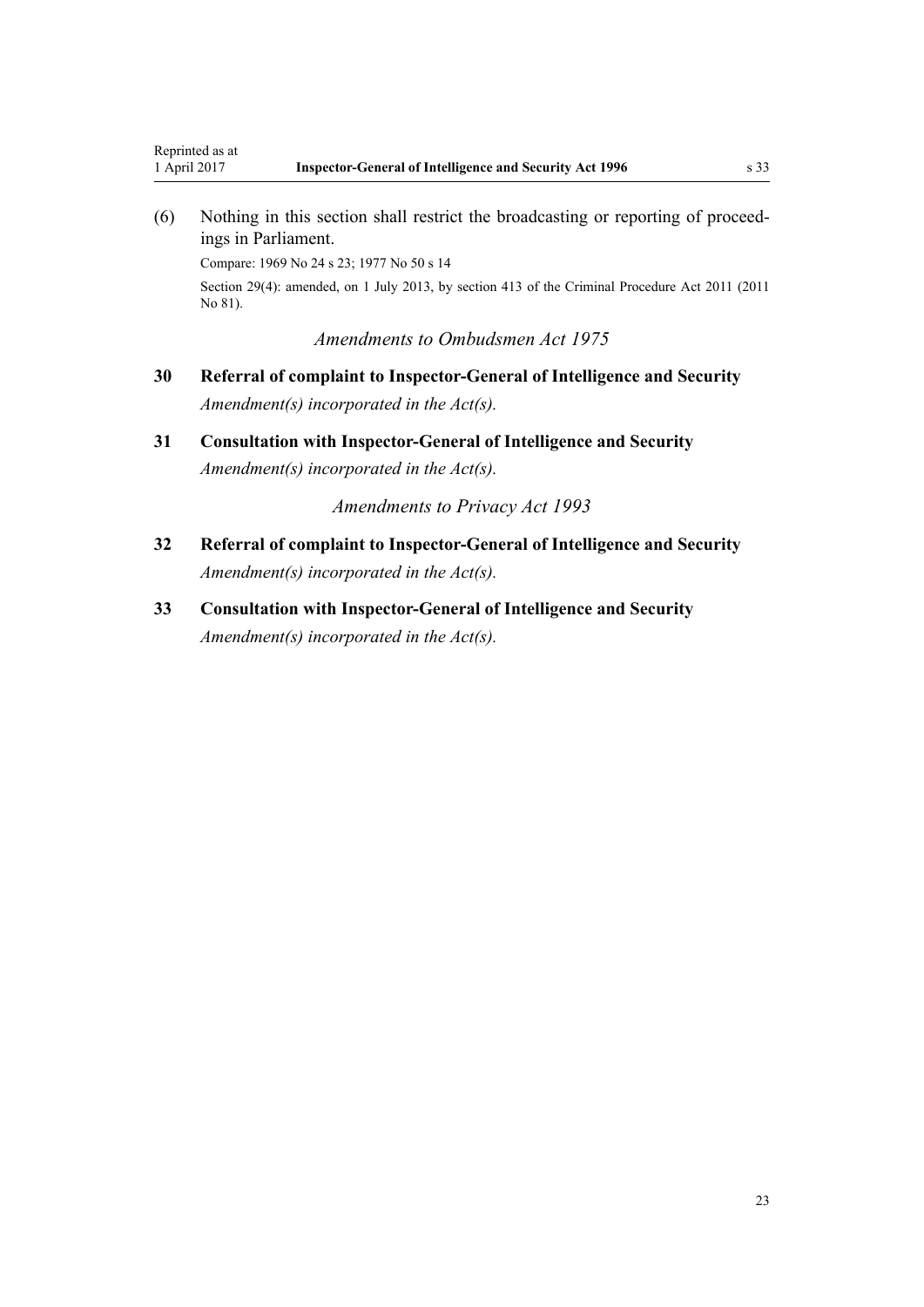(6) Nothing in this section shall restrict the broadcasting or reporting of proceedings in Parliament.

Compare: 1969 No 24 s 23; 1977 No 50 s 14

Section 29(4): amended, on 1 July 2013, by section 413 of the Criminal Procedure Act 2011 (2011 No 81).

### *Amendments to Ombudsmen Act 1975*

**30 Referral of complaint to Inspector-General of Intelligence and Security**

*Amendment(s) incorporated in the Act(s).*

**31 Consultation with Inspector-General of Intelligence and Security**

*Amendment(s) incorporated in the Act(s).*

### *Amendments to Privacy Act 1993*

**32 Referral of complaint to Inspector-General of Intelligence and Security**

*Amendment(s) incorporated in the Act(s).*

**33 Consultation with Inspector-General of Intelligence and Security**

*Amendment(s) incorporated in the Act(s).*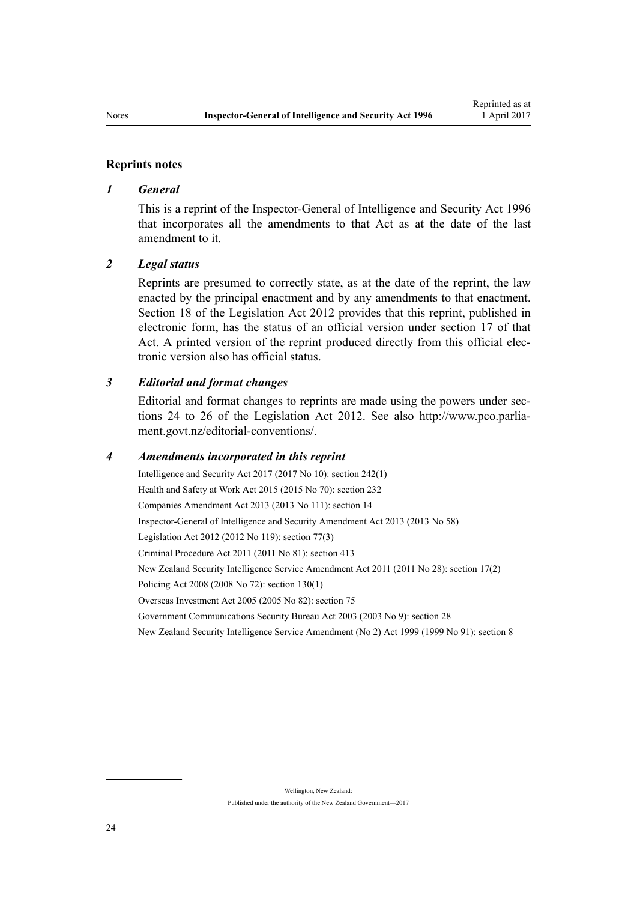## Reprints notes

### *1 General*

This is a reprint of the Inspector-General of Intelligence and Security Act 1996 that incorporates all the amendments to that Act as at the date of the last amendment to it.

### *2 Legal status*

Reprints are presumed to correctly state, as at the date of the reprint, the law enacted by the principal enactment and by any amendments to that enactment. Section 18 of the Legislation Act 2012 provides that this reprint, published in electronic form, has the status of an official version under section 17 of that Act. A printed version of the reprint produced directly from this official electronic version also has official status.

### *3 Editorial and format changes*

Editorial and format changes to reprints are made using the powers under sections 24 to 26 of the Legislation Act 2012. See also http://www.pco.parliament.govt.nz/editorial-conventions/.

### *4 Amendments incorporated in this reprint*

Intelligence and Security Act 2017 (2017 No 10): section 242(1)

Health and Safety at Work Act 2015 (2015 No 70): section 232

Companies Amendment Act 2013 (2013 No 111): section 14

Inspector-General of Intelligence and Security Amendment Act 2013 (2013 No 58)

Legislation Act 2012 (2012 No 119): section 77(3)

Criminal Procedure Act 2011 (2011 No 81): section 413

New Zealand Security Intelligence Service Amendment Act 2011 (2011 No 28): section 17(2)

Policing Act 2008 (2008 No 72): section 130(1)

Overseas Investment Act 2005 (2005 No 82): section 75

Government Communications Security Bureau Act 2003 (2003 No 9): section 28

New Zealand Security Intelligence Service Amendment (No 2) Act 1999 (1999 No 91): section 8

Wellington, New Zealand:

Published under the authority of the New Zealand Government—2017